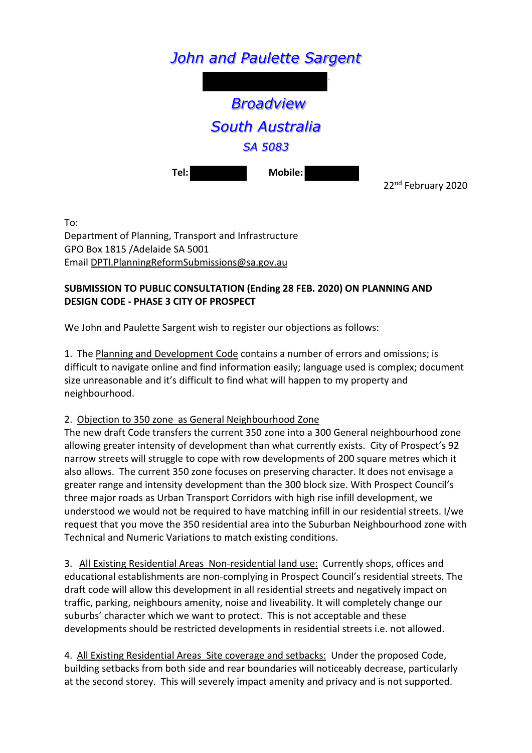*John and Paulette Sargent*

*Broadview*

*South Australia*

*SA 5083*

**Tel:** **Mobile:**

22nd February 2020

To:
Department of Planning, Transport and Infrastructure
GPO Box 1815 /Adelaide SA 5001
Email DPTI.PlanningReformSubmissions@sa.gov.au

**SUBMISSION TO PUBLIC CONSULTATION (Ending 28 FEB. 2020) ON PLANNING AND DESIGN CODE - PHASE 3 CITY OF PROSPECT**

We John and Paulette Sargent wish to register our objections as follows:

1. The Planning and Development Code contains a number of errors and omissions; is difficult to navigate online and find information easily; language used is complex; document size unreasonable and it's difficult to find what will happen to my property and neighbourhood.

2. Objection to 350 zone as General Neighbourhood Zone
The new draft Code transfers the current 350 zone into a 300 General neighbourhood zone allowing greater intensity of development than what currently exists. City of Prospect's 92 narrow streets will struggle to cope with row developments of 200 square metres which it also allows. The current 350 zone focuses on preserving character. It does not envisage a greater range and intensity development than the 300 block size. With Prospect Council's three major roads as Urban Transport Corridors with high rise infill development, we understood we would not be required to have matching infill in our residential streets. I/we request that you move the 350 residential area into the Suburban Neighbourhood zone with Technical and Numeric Variations to match existing conditions.

3. All Existing Residential Areas Non-residential land use: Currently shops, offices and educational establishments are non-complying in Prospect Council's residential streets. The draft code will allow this development in all residential streets and negatively impact on traffic, parking, neighbours amenity, noise and liveability. It will completely change our suburbs' character which we want to protect. This is not acceptable and these developments should be restricted developments in residential streets i.e. not allowed.

4. All Existing Residential Areas Site coverage and setbacks: Under the proposed Code, building setbacks from both side and rear boundaries will noticeably decrease, particularly at the second storey. This will severely impact amenity and privacy and is not supported.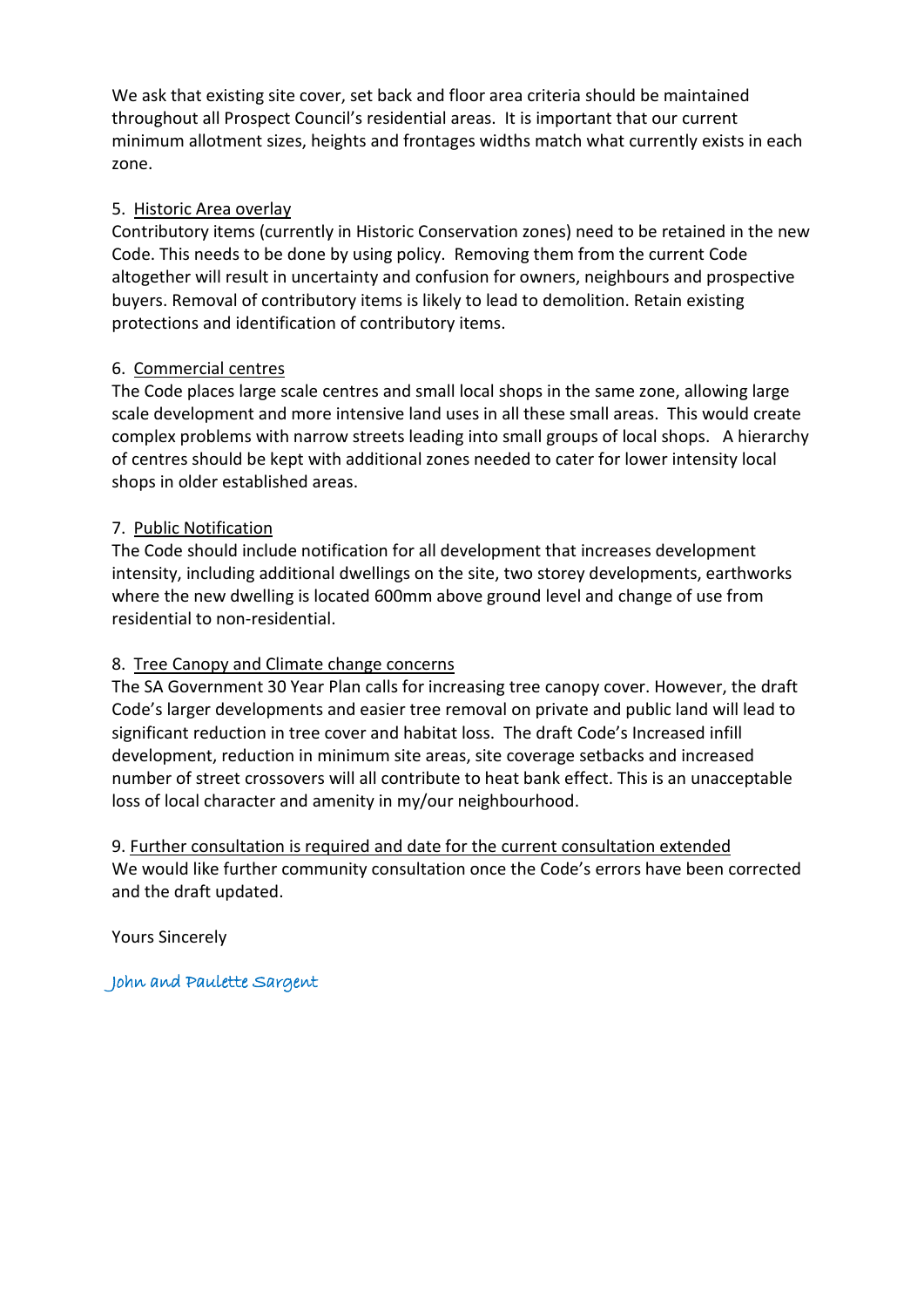We ask that existing site cover, set back and floor area criteria should be maintained throughout all Prospect Council's residential areas. It is important that our current minimum allotment sizes, heights and frontages widths match what currently exists in each zone.

5. <u>Historic Area overlay</u>
Contributory items (currently in Historic Conservation zones) need to be retained in the new Code. This needs to be done by using policy. Removing them from the current Code altogether will result in uncertainty and confusion for owners, neighbours and prospective buyers. Removal of contributory items is likely to lead to demolition. Retain existing protections and identification of contributory items.

6. <u>Commercial centres</u>
The Code places large scale centres and small local shops in the same zone, allowing large scale development and more intensive land uses in all these small areas. This would create complex problems with narrow streets leading into small groups of local shops. A hierarchy of centres should be kept with additional zones needed to cater for lower intensity local shops in older established areas.

7. <u>Public Notification</u>
The Code should include notification for all development that increases development intensity, including additional dwellings on the site, two storey developments, earthworks where the new dwelling is located 600mm above ground level and change of use from residential to non-residential.

8. <u>Tree Canopy and Climate change concerns</u>
The SA Government 30 Year Plan calls for increasing tree canopy cover. However, the draft Code's larger developments and easier tree removal on private and public land will lead to significant reduction in tree cover and habitat loss. The draft Code's Increased infill development, reduction in minimum site areas, site coverage setbacks and increased number of street crossovers will all contribute to heat bank effect. This is an unacceptable loss of local character and amenity in my/our neighbourhood.

9. <u>Further consultation is required and date for the current consultation extended</u>
We would like further community consultation once the Code's errors have been corrected and the draft updated.

Yours Sincerely

*John and Paulette Sargent*